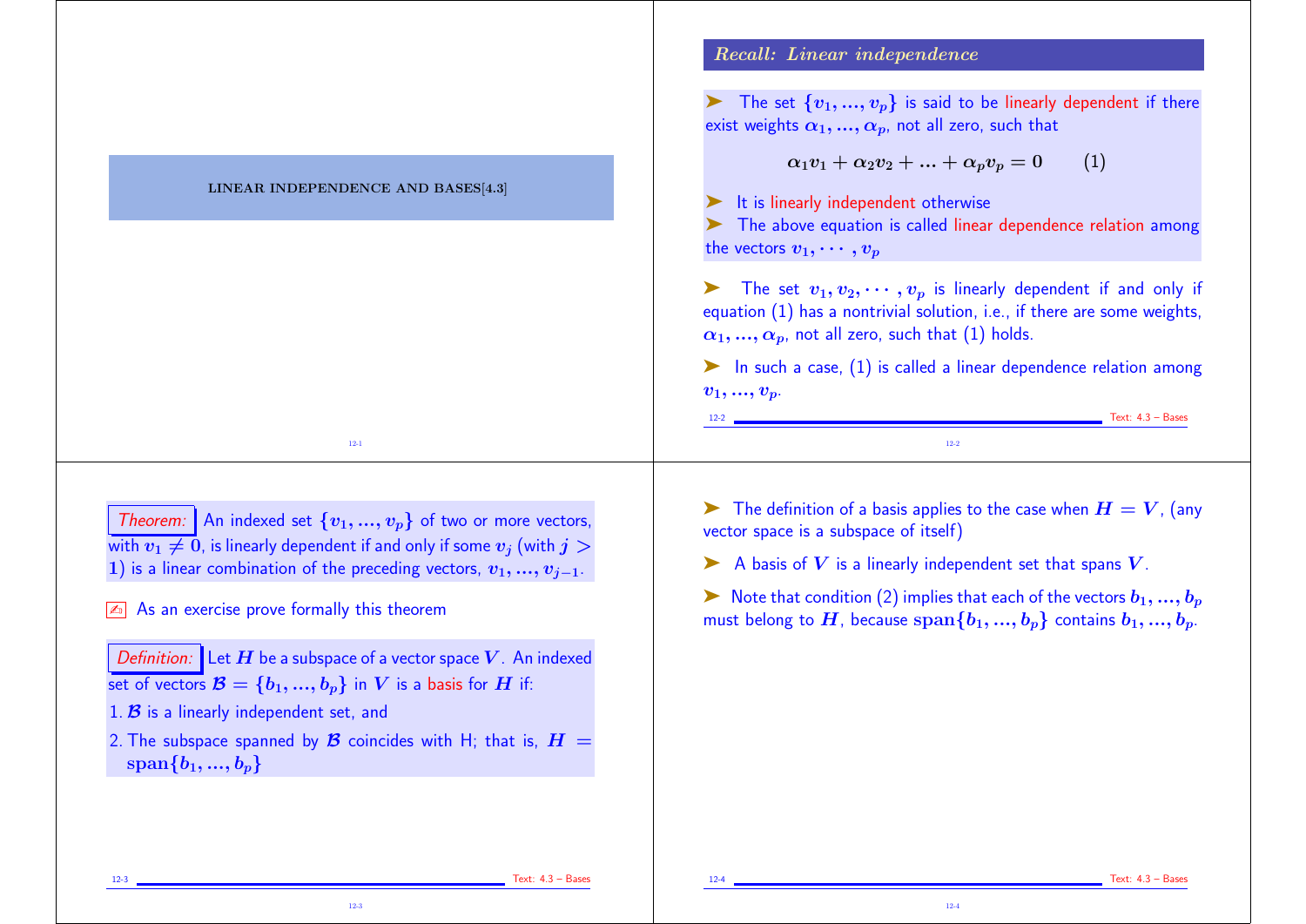# LINEAR INDEPENDENCE AND BASES[4.3]

## Recall: Linear independence

➤ The set $\{v_1, ..., v_p\}$ is said to be linearly dependent if there exist weights $\alpha_1, ..., \alpha_p$, not all zero, such that

$$\alpha_1 v_1 + \alpha_2 v_2 + ... + \alpha_p v_p = 0 \qquad (1)$$

➤ It is linearly independent otherwise

➤ The above equation is called linear dependence relation among the vectors $v_1, \cdots, v_p$

➤ The set $v_1, v_2, \cdots, v_p$ is linearly dependent if and only if equation (1) has a nontrivial solution, i.e., if there are some weights, $\alpha_1, ..., \alpha_p$, not all zero, such that (1) holds.

➤ In such a case, (1) is called a linear dependence relation among $v_1, ..., v_p$.

*Theorem:* An indexed set $\{v_1, ..., v_p\}$ of two or more vectors, with $v_1 \neq 0$, is linearly dependent if and only if some $v_j$ (with $j > 1$) is a linear combination of the preceding vectors, $v_1, ..., v_{j-1}$.

✍ As an exercise prove formally this theorem

*Definition:* Let $H$ be a subspace of a vector space $V$. An indexed set of vectors $\mathcal{B} = \{b_1, ..., b_p\}$ in $V$ is a basis for $H$ if:

1. $\mathcal{B}$ is a linearly independent set, and
2. The subspace spanned by $\mathcal{B}$ coincides with H; that is, $H = \text{span}\{b_1, ..., b_p\}$

➤ The definition of a basis applies to the case when $H = V$, (any vector space is a subspace of itself)

➤ A basis of $V$ is a linearly independent set that spans $V$.

➤ Note that condition (2) implies that each of the vectors $b_1, ..., b_p$ must belong to $H$, because $\text{span}\{b_1, ..., b_p\}$ contains $b_1, ..., b_p$.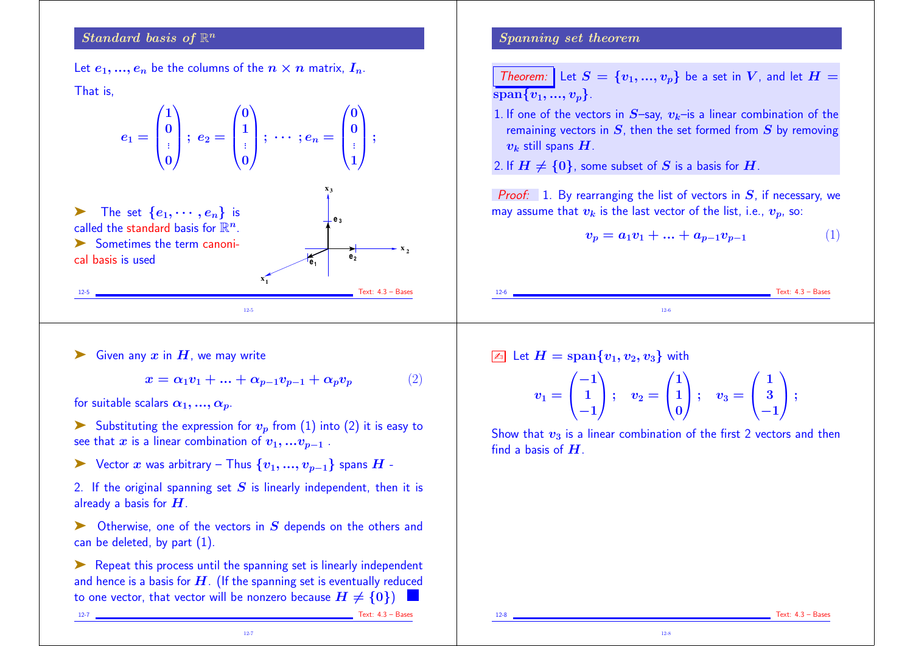## *Standard basis of* $\mathbb{R}^n$

Let $e_1, ..., e_n$ be the columns of the $n \times n$ matrix, $I_n$.

That is,

$$e_1 = \begin{pmatrix} 1 \\ 0 \\ \vdots \\ 0 \end{pmatrix}; \; e_2 = \begin{pmatrix} 0 \\ 1 \\ \vdots \\ 0 \end{pmatrix}; \; \cdots \; ; e_n = \begin{pmatrix} 0 \\ 0 \\ \vdots \\ 1 \end{pmatrix};$$

➤ The set $\{e_1, \cdots, e_n\}$ is called the standard basis for $\mathbb{R}^n$.

➤ Sometimes the term canonical basis is used

## *Spanning set theorem*

**Theorem:** Let $S = \{v_1, ..., v_p\}$ be a set in $V$, and let $H = \text{span}\{v_1, ..., v_p\}$.

1. If one of the vectors in $S$–say, $v_k$–is a linear combination of the remaining vectors in $S$, then the set formed from $S$ by removing $v_k$ still spans $H$.
2. If $H \neq \{0\}$, some subset of $S$ is a basis for $H$.

*Proof:* 1. By rearranging the list of vectors in $S$, if necessary, we may assume that $v_k$ is the last vector of the list, i.e., $v_p$, so:

$$v_p = a_1 v_1 + ... + a_{p-1} v_{p-1} \tag{1}$$

➤ Given any $x$ in $H$, we may write

$$x = \alpha_1 v_1 + ... + \alpha_{p-1} v_{p-1} + \alpha_p v_p \tag{2}$$

for suitable scalars $\alpha_1, ..., \alpha_p$.

➤ Substituting the expression for $v_p$ from (1) into (2) it is easy to see that $x$ is a linear combination of $v_1, ... v_{p-1}$ .

➤ Vector $x$ was arbitrary – Thus $\{v_1, ..., v_{p-1}\}$ spans $H$ -

2. If the original spanning set $S$ is linearly independent, then it is already a basis for $H$.

➤ Otherwise, one of the vectors in $S$ depends on the others and can be deleted, by part (1).

➤ Repeat this process until the spanning set is linearly independent and hence is a basis for $H$. (If the spanning set is eventually reduced to one vector, that vector will be nonzero because $H \neq \{0\}$) ■

✍ Let $H = \text{span}\{v_1, v_2, v_3\}$ with

$$v_1 = \begin{pmatrix} -1 \\ 1 \\ -1 \end{pmatrix}; \quad v_2 = \begin{pmatrix} 1 \\ 1 \\ 0 \end{pmatrix}; \quad v_3 = \begin{pmatrix} 1 \\ 3 \\ -1 \end{pmatrix};$$

Show that $v_3$ is a linear combination of the first 2 vectors and then find a basis of $H$.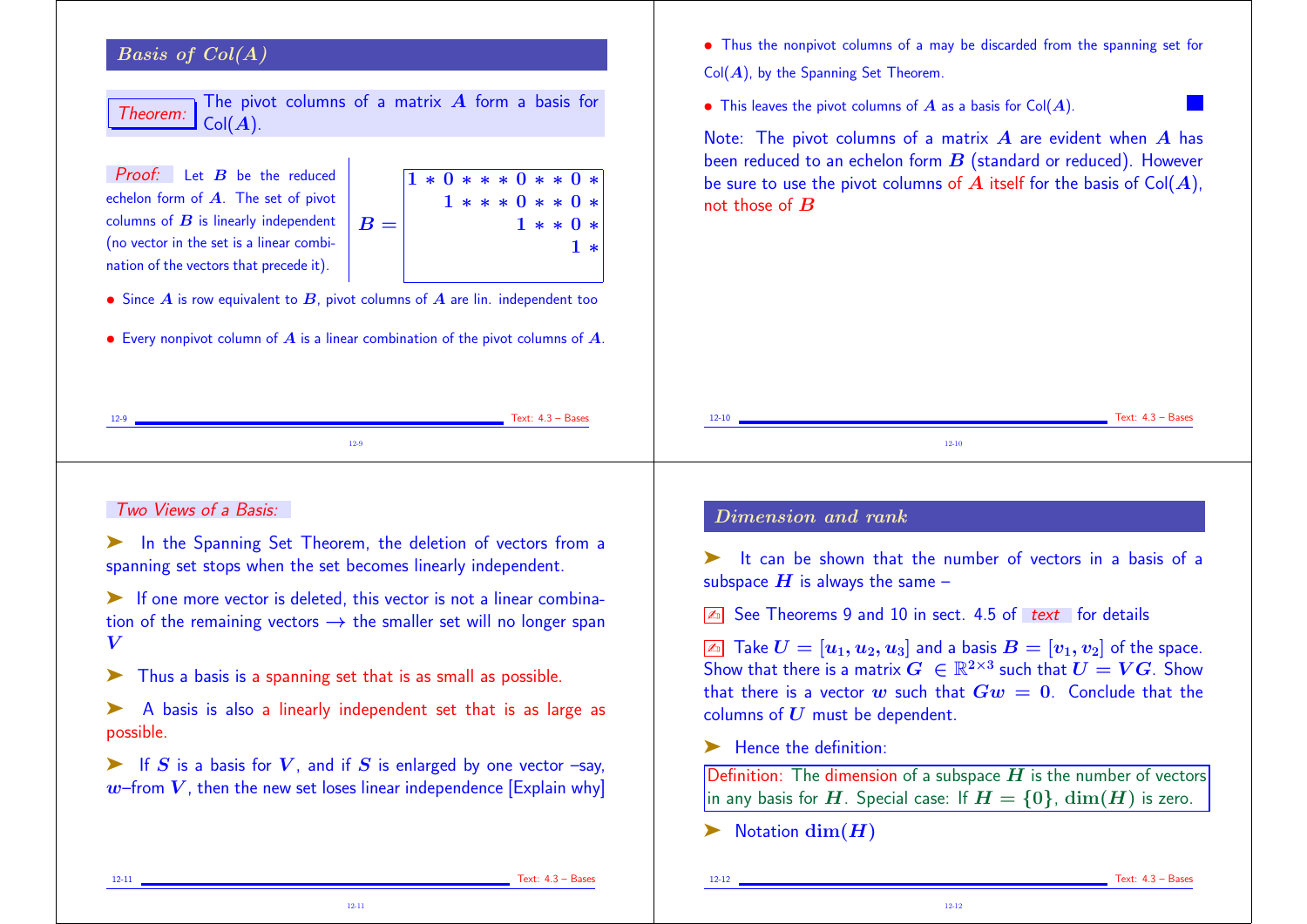## Basis of Col(A)

*Theorem:* The pivot columns of a matrix $A$ form a basis for Col($A$).

*Proof:* Let $B$ be the reduced echelon form of $A$. The set of pivot columns of $B$ is linearly independent (no vector in the set is a linear combination of the vectors that precede it).

$$B = \begin{bmatrix} 1 & * & 0 & * & * & * & 0 & * & * & 0 & * \\ & & 1 & * & * & * & 0 & * & * & 0 & * \\ & & & & & & 1 & * & * & 0 & * \\ & & & & & & & & & 1 & * \\ & & & & & & & & & & \end{bmatrix}$$

- Since $A$ is row equivalent to $B$, pivot columns of $A$ are lin. independent too
- Every nonpivot column of $A$ is a linear combination of the pivot columns of $A$.
- Thus the nonpivot columns of a may be discarded from the spanning set for Col($A$), by the Spanning Set Theorem.
- This leaves the pivot columns of $A$ as a basis for Col($A$). ■

Note: The pivot columns of a matrix $A$ are evident when $A$ has been reduced to an echelon form $B$ (standard or reduced). However be sure to use the pivot columns of $A$ itself for the basis of Col($A$), not those of $B$

### Two Views of a Basis:

➤ In the Spanning Set Theorem, the deletion of vectors from a spanning set stops when the set becomes linearly independent.

➤ If one more vector is deleted, this vector is not a linear combination of the remaining vectors → the smaller set will no longer span $V$

➤ Thus a basis is a spanning set that is as small as possible.

➤ A basis is also a linearly independent set that is as large as possible.

➤ If $S$ is a basis for $V$, and if $S$ is enlarged by one vector –say, $w$–from $V$, then the new set loses linear independence [Explain why]

## Dimension and rank

➤ It can be shown that the number of vectors in a basis of a subspace $H$ is always the same –

✍ See Theorems 9 and 10 in sect. 4.5 of *text* for details

✍ Take $U = [u_1, u_2, u_3]$ and a basis $B = [v_1, v_2]$ of the space. Show that there is a matrix $G \in \mathbb{R}^{2\times 3}$ such that $U = VG$. Show that there is a vector $w$ such that $Gw = 0$. Conclude that the columns of $U$ must be dependent.

➤ Hence the definition:

Definition: The dimension of a subspace $H$ is the number of vectors in any basis for $H$. Special case: If $H = \{0\}$, $\dim(H)$ is zero.

➤ Notation $\dim(H)$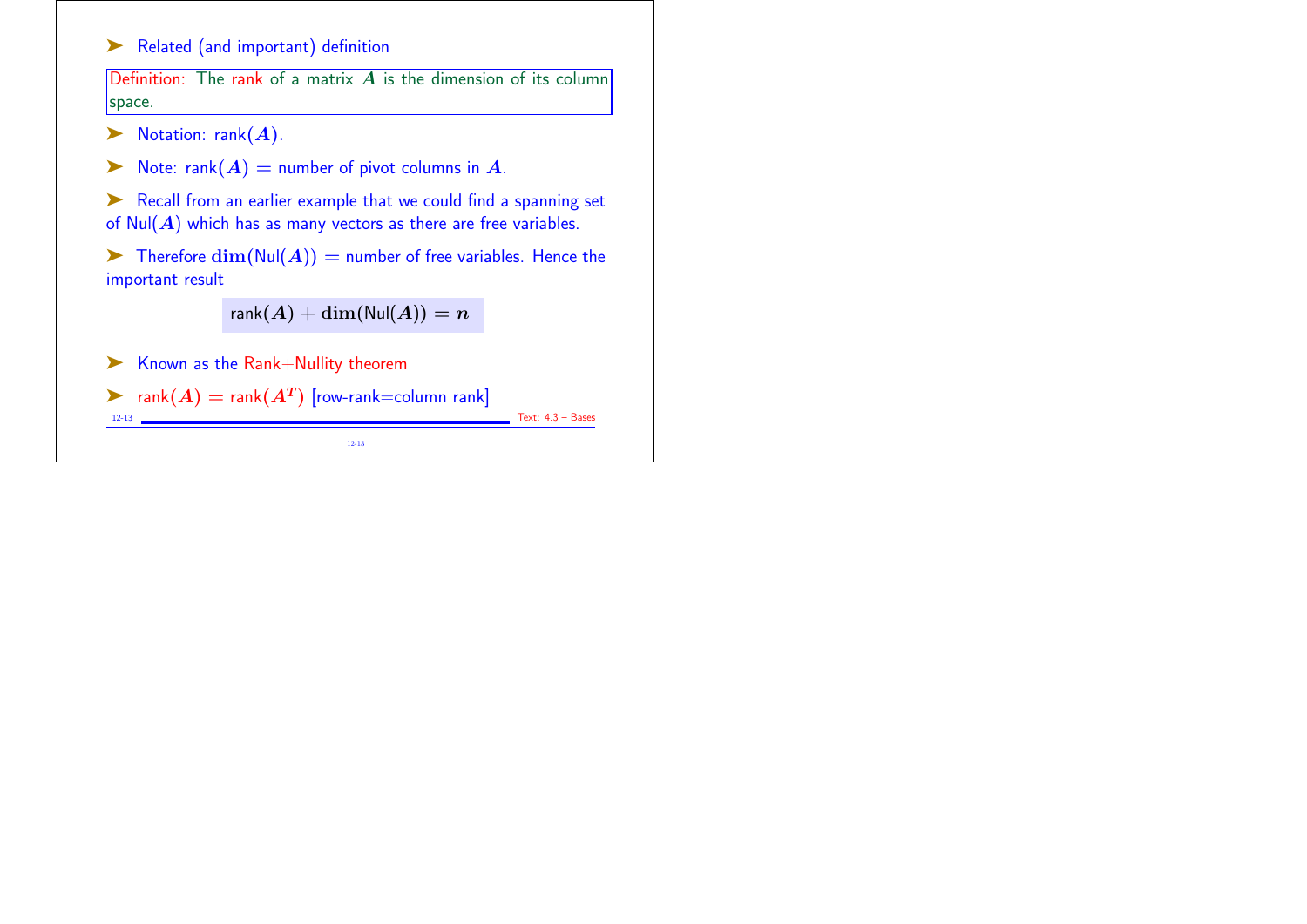- Related (and important) definition

> **Definition:** The **rank** of a matrix $A$ is the dimension of its column space.

- Notation: rank$(A)$.
- Note: rank$(A)$ = number of pivot columns in $A$.
- Recall from an earlier example that we could find a spanning set of Nul$(A)$ which has as many vectors as there are free variables.
- Therefore $\dim(\text{Nul}(A))$ = number of free variables. Hence the important result

$$\text{rank}(A) + \dim(\text{Nul}(A)) = n$$

- Known as the Rank+Nullity theorem
- rank$(A)$ = rank$(A^T)$ [row-rank=column rank]

Text: 4.3 – Bases